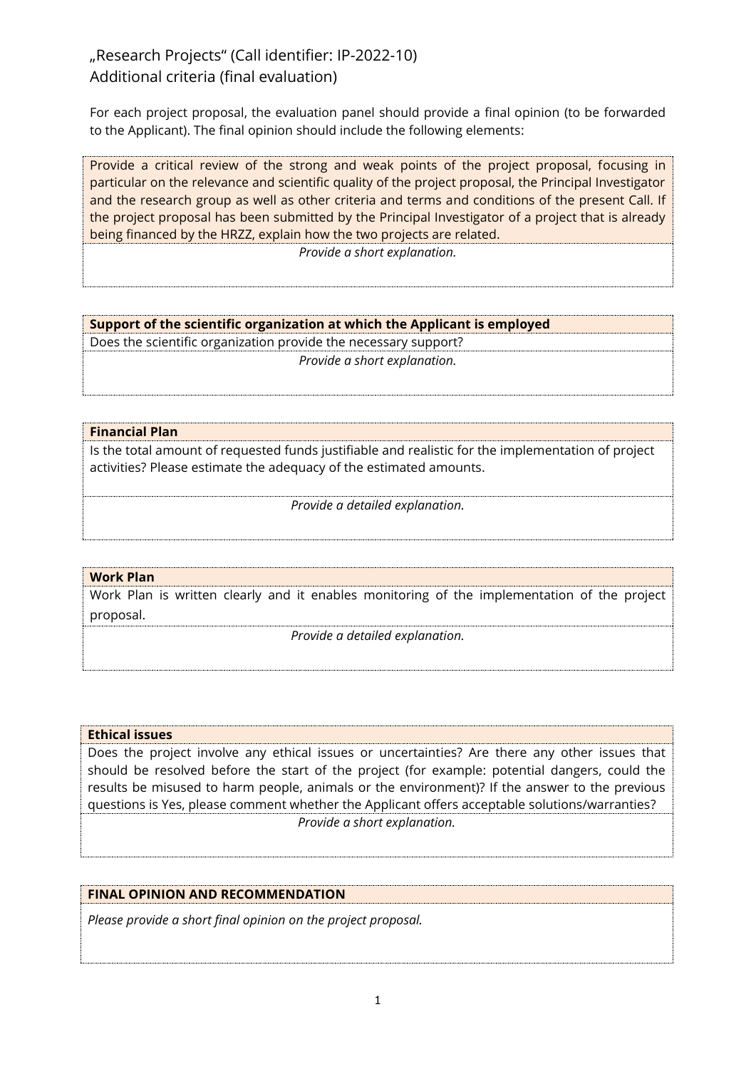# „Research Projects" (Call identifier: IP-2022-10)
## Additional criteria (final evaluation)

For each project proposal, the evaluation panel should provide a final opinion (to be forwarded to the Applicant). The final opinion should include the following elements:

| Provide a critical review of the strong and weak points of the project proposal, focusing in particular on the relevance and scientific quality of the project proposal, the Principal Investigator and the research group as well as other criteria and terms and conditions of the present Call. If the project proposal has been submitted by the Principal Investigator of a project that is already being financed by the HRZZ, explain how the two projects are related. |
|---|
| *Provide a short explanation.* |

| **Support of the scientific organization at which the Applicant is employed** |
|---|
| Does the scientific organization provide the necessary support? |
| *Provide a short explanation.* |

| **Financial Plan** |
|---|
| Is the total amount of requested funds justifiable and realistic for the implementation of project activities? Please estimate the adequacy of the estimated amounts. |
| *Provide a detailed explanation.* |

| **Work Plan** |
|---|
| Work Plan is written clearly and it enables monitoring of the implementation of the project proposal. |
| *Provide a detailed explanation.* |

| **Ethical issues** |
|---|
| Does the project involve any ethical issues or uncertainties? Are there any other issues that should be resolved before the start of the project (for example: potential dangers, could the results be misused to harm people, animals or the environment)? If the answer to the previous questions is Yes, please comment whether the Applicant offers acceptable solutions/warranties? |
| *Provide a short explanation.* |

| **FINAL OPINION AND RECOMMENDATION** |
|---|
| *Please provide a short final opinion on the project proposal.* |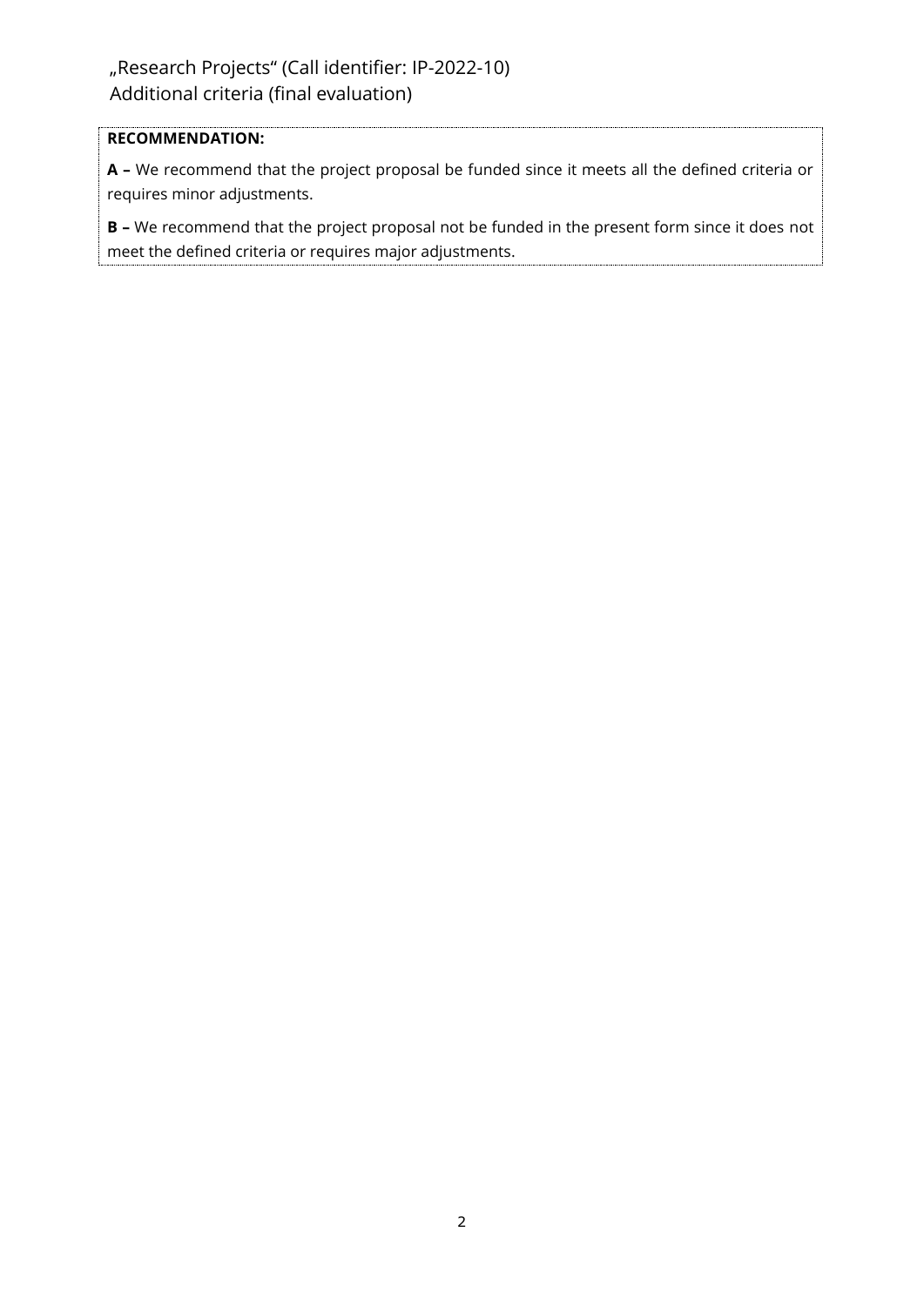„Research Projects" (Call identifier: IP-2022-10)
Additional criteria (final evaluation)

**RECOMMENDATION:**

**A –** We recommend that the project proposal be funded since it meets all the defined criteria or requires minor adjustments.

**B –** We recommend that the project proposal not be funded in the present form since it does not meet the defined criteria or requires major adjustments.